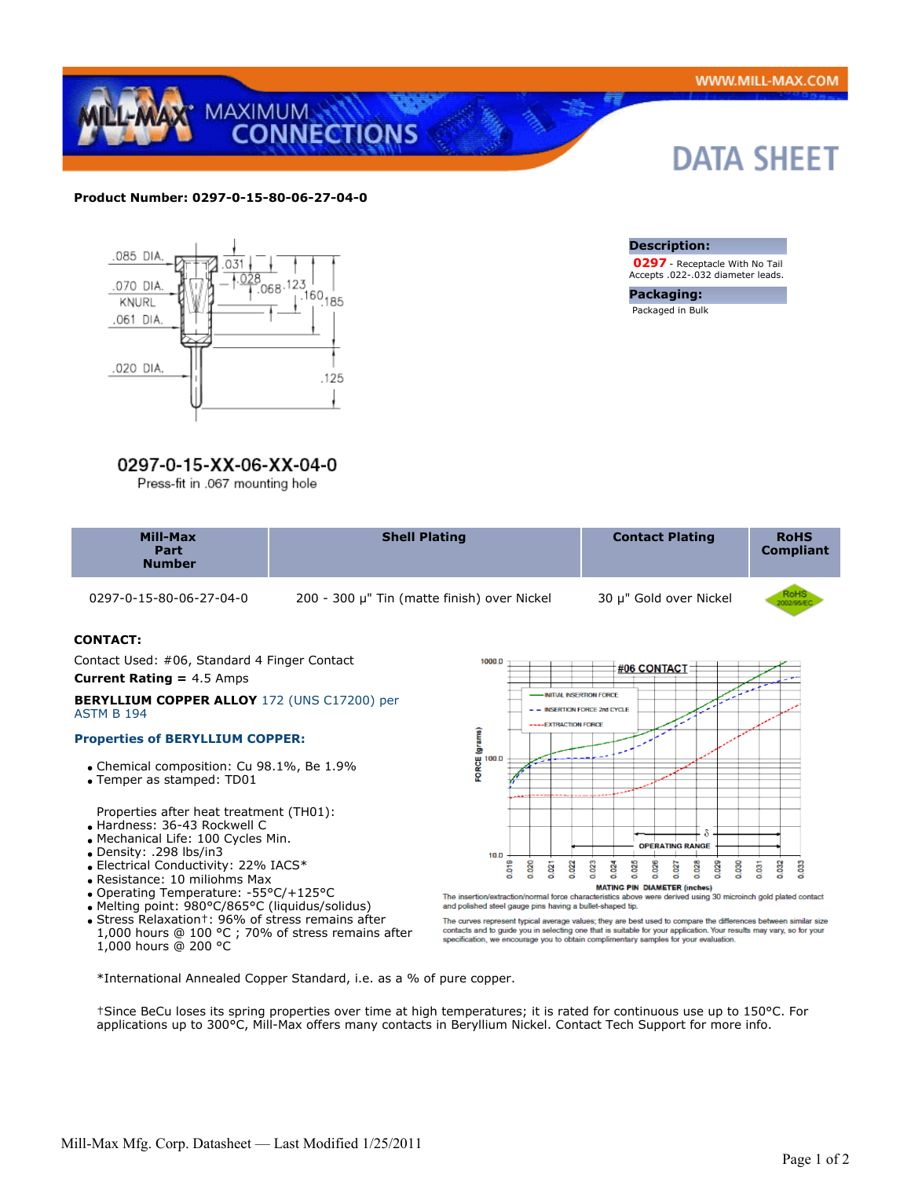**DATA SHEET**

**Product Number: 0297-0-15-80-06-27-04-0**

0297-0-15-XX-06-XX-04-0

Press-fit in .067 mounting hole

**Description:**

**0297** - Receptacle With No Tail
Accepts .022-.032 diameter leads.

**Packaging:**

Packaged in Bulk

| Mill-Max Part Number | Shell Plating | Contact Plating | RoHS Compliant |
|---|---|---|---|
| 0297-0-15-80-06-27-04-0 | 200 - 300 µ" Tin (matte finish) over Nickel | 30 µ" Gold over Nickel | RoHS 2002/95/EC |

**CONTACT:**

Contact Used: #06, Standard 4 Finger Contact

**Current Rating =** 4.5 Amps

**BERYLLIUM COPPER ALLOY** 172 (UNS C17200) per ASTM B 194

**Properties of BERYLLIUM COPPER:**

- Chemical composition: Cu 98.1%, Be 1.9%
- Temper as stamped: TD01

Properties after heat treatment (TH01):

- Hardness: 36-43 Rockwell C
- Mechanical Life: 100 Cycles Min.
- Density: .298 lbs/in3
- Electrical Conductivity: 22% IACS*
- Resistance: 10 miliohms Max
- Operating Temperature: -55°C/+125°C
- Melting point: 980°C/865°C (liquidus/solidus)
- Stress Relaxation†: 96% of stress remains after 1,000 hours @ 100 °C ; 70% of stress remains after 1,000 hours @ 200 °C

The insertion/extraction/normal force characteristics above were derived using 30 microinch gold plated contact and polished steel gauge pins having a bullet-shaped tip.

The curves represent typical average values; they are best used to compare the differences between similar size contacts and to guide you in selecting one that is suitable for your application. Your results may vary, so for your specification, we encourage you to obtain complimentary samples for your evaluation.

*International Annealed Copper Standard, i.e. as a % of pure copper.

†Since BeCu loses its spring properties over time at high temperatures; it is rated for continuous use up to 150°C. For applications up to 300°C, Mill-Max offers many contacts in Beryllium Nickel. Contact Tech Support for more info.

Mill-Max Mfg. Corp. Datasheet — Last Modified 1/25/2011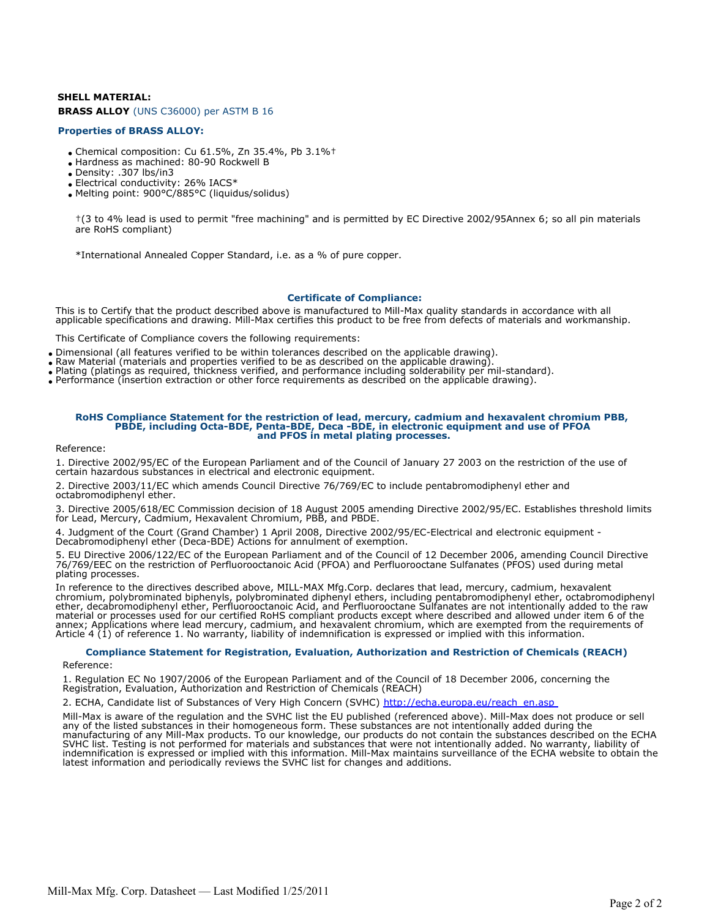**SHELL MATERIAL:**

**BRASS ALLOY** (UNS C36000) per ASTM B 16

**Properties of BRASS ALLOY:**

- Chemical composition: Cu 61.5%, Zn 35.4%, Pb 3.1%†
- Hardness as machined: 80-90 Rockwell B
- Density: .307 lbs/in3
- Electrical conductivity: 26% IACS*
- Melting point: 900°C/885°C (liquidus/solidus)

†(3 to 4% lead is used to permit "free machining" and is permitted by EC Directive 2002/95Annex 6; so all pin materials are RoHS compliant)

*International Annealed Copper Standard, i.e. as a % of pure copper.

### Certificate of Compliance:

This is to Certify that the product described above is manufactured to Mill-Max quality standards in accordance with all applicable specifications and drawing. Mill-Max certifies this product to be free from defects of materials and workmanship.

This Certificate of Compliance covers the following requirements:

- Dimensional (all features verified to be within tolerances described on the applicable drawing).
- Raw Material (materials and properties verified to be as described on the applicable drawing).
- Plating (platings as required, thickness verified, and performance including solderability per mil-standard).
- Performance (insertion extraction or other force requirements as described on the applicable drawing).

### RoHS Compliance Statement for the restriction of lead, mercury, cadmium and hexavalent chromium PBB, PBDE, including Octa-BDE, Penta-BDE, Deca -BDE, in electronic equipment and use of PFOA and PFOS in metal plating processes.

Reference:

1. Directive 2002/95/EC of the European Parliament and of the Council of January 27 2003 on the restriction of the use of certain hazardous substances in electrical and electronic equipment.

2. Directive 2003/11/EC which amends Council Directive 76/769/EC to include pentabromodiphenyl ether and octabromodiphenyl ether.

3. Directive 2005/618/EC Commission decision of 18 August 2005 amending Directive 2002/95/EC. Establishes threshold limits for Lead, Mercury, Cadmium, Hexavalent Chromium, PBB, and PBDE.

4. Judgment of the Court (Grand Chamber) 1 April 2008, Directive 2002/95/EC-Electrical and electronic equipment - Decabromodiphenyl ether (Deca-BDE) Actions for annulment of exemption.

5. EU Directive 2006/122/EC of the European Parliament and of the Council of 12 December 2006, amending Council Directive 76/769/EEC on the restriction of Perfluorooctanoic Acid (PFOA) and Perfluorooctane Sulfanates (PFOS) used during metal plating processes.

In reference to the directives described above, MILL-MAX Mfg.Corp. declares that lead, mercury, cadmium, hexavalent chromium, polybrominated biphenyls, polybrominated diphenyl ethers, including pentabromodiphenyl ether, octabromodiphenyl ether, decabromodiphenyl ether, Perfluorooctanoic Acid, and Perfluorooctane Sulfanates are not intentionally added to the raw material or processes used for our certified RoHS compliant products except where described and allowed under item 6 of the annex; Applications where lead mercury, cadmium, and hexavalent chromium, which are exempted from the requirements of Article 4 (1) of reference 1. No warranty, liability of indemnification is expressed or implied with this information.

### Compliance Statement for Registration, Evaluation, Authorization and Restriction of Chemicals (REACH)

Reference:

1. Regulation EC No 1907/2006 of the European Parliament and of the Council of 18 December 2006, concerning the Registration, Evaluation, Authorization and Restriction of Chemicals (REACH)

2. ECHA, Candidate list of Substances of Very High Concern (SVHC) http://echa.europa.eu/reach_en.asp

Mill-Max is aware of the regulation and the SVHC list the EU published (referenced above). Mill-Max does not produce or sell any of the listed substances in their homogeneous form. These substances are not intentionally added during the manufacturing of any Mill-Max products. To our knowledge, our products do not contain the substances described on the ECHA SVHC list. Testing is not performed for materials and substances that were not intentionally added. No warranty, liability of indemnification is expressed or implied with this information. Mill-Max maintains surveillance of the ECHA website to obtain the latest information and periodically reviews the SVHC list for changes and additions.